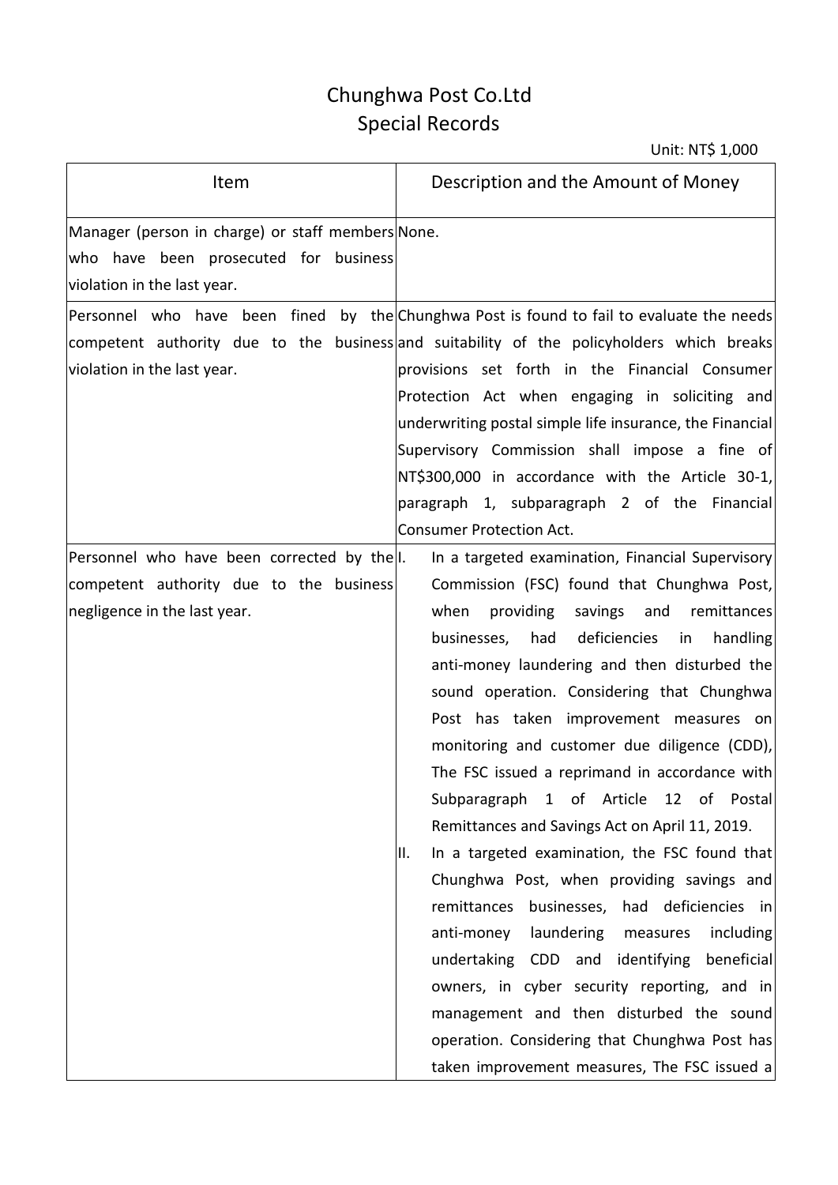# Chunghwa Post Co.Ltd
## Special Records

Unit: NT$ 1,000

| Item | Description and the Amount of Money |
| --- | --- |
| Manager (person in charge) or staff members who have been prosecuted for business violation in the last year. | None. |
| Personnel who have been fined by the competent authority due to the business violation in the last year. | Chunghwa Post is found to fail to evaluate the needs and suitability of the policyholders which breaks provisions set forth in the Financial Consumer Protection Act when engaging in soliciting and underwriting postal simple life insurance, the Financial Supervisory Commission shall impose a fine of NT$300,000 in accordance with the Article 30-1, paragraph 1, subparagraph 2 of the Financial Consumer Protection Act. |
| Personnel who have been corrected by the competent authority due to the business negligence in the last year. | I. In a targeted examination, Financial Supervisory Commission (FSC) found that Chunghwa Post, when providing savings and remittances businesses, had deficiencies in handling anti-money laundering and then disturbed the sound operation. Considering that Chunghwa Post has taken improvement measures on monitoring and customer due diligence (CDD), The FSC issued a reprimand in accordance with Subparagraph 1 of Article 12 of Postal Remittances and Savings Act on April 11, 2019.<br>II. In a targeted examination, the FSC found that Chunghwa Post, when providing savings and remittances businesses, had deficiencies in anti-money laundering measures including undertaking CDD and identifying beneficial owners, in cyber security reporting, and in management and then disturbed the sound operation. Considering that Chunghwa Post has taken improvement measures, The FSC issued a |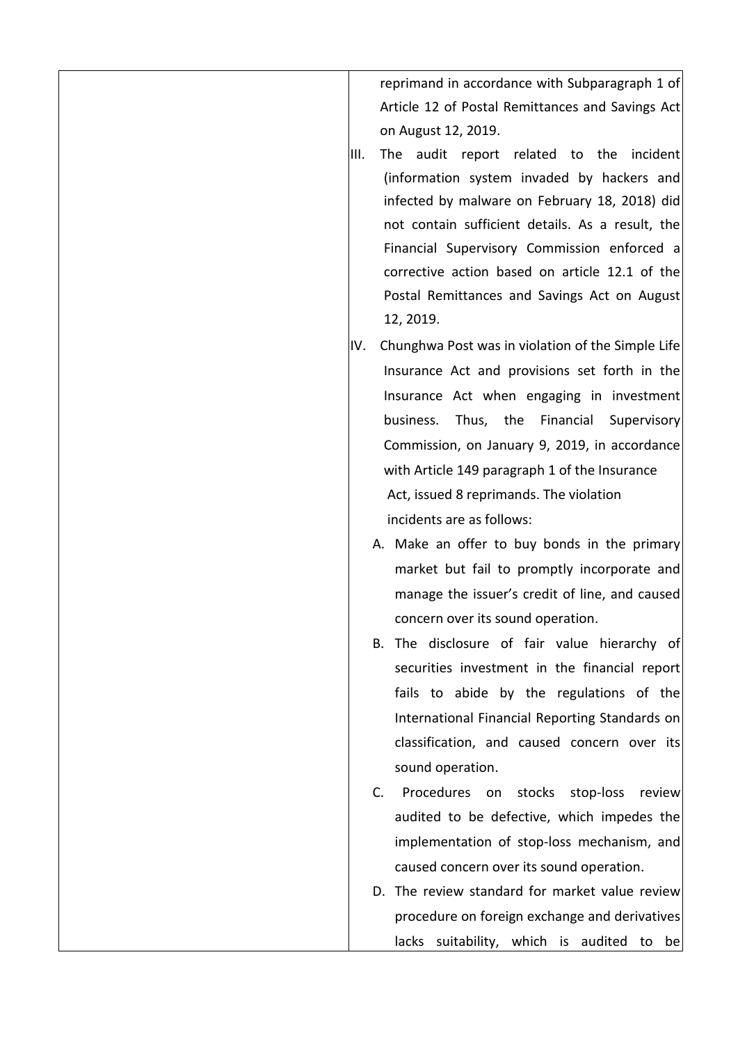| | |
|---|---|
| | reprimand in accordance with Subparagraph 1 of Article 12 of Postal Remittances and Savings Act on August 12, 2019.<br>III. The audit report related to the incident (information system invaded by hackers and infected by malware on February 18, 2018) did not contain sufficient details. As a result, the Financial Supervisory Commission enforced a corrective action based on article 12.1 of the Postal Remittances and Savings Act on August 12, 2019.<br>IV. Chunghwa Post was in violation of the Simple Life Insurance Act and provisions set forth in the Insurance Act when engaging in investment business. Thus, the Financial Supervisory Commission, on January 9, 2019, in accordance with Article 149 paragraph 1 of the Insurance Act, issued 8 reprimands. The violation incidents are as follows:<br>A. Make an offer to buy bonds in the primary market but fail to promptly incorporate and manage the issuer's credit of line, and caused concern over its sound operation.<br>B. The disclosure of fair value hierarchy of securities investment in the financial report fails to abide by the regulations of the International Financial Reporting Standards on classification, and caused concern over its sound operation.<br>C. Procedures on stocks stop-loss review audited to be defective, which impedes the implementation of stop-loss mechanism, and caused concern over its sound operation.<br>D. The review standard for market value review procedure on foreign exchange and derivatives lacks suitability, which is audited to be |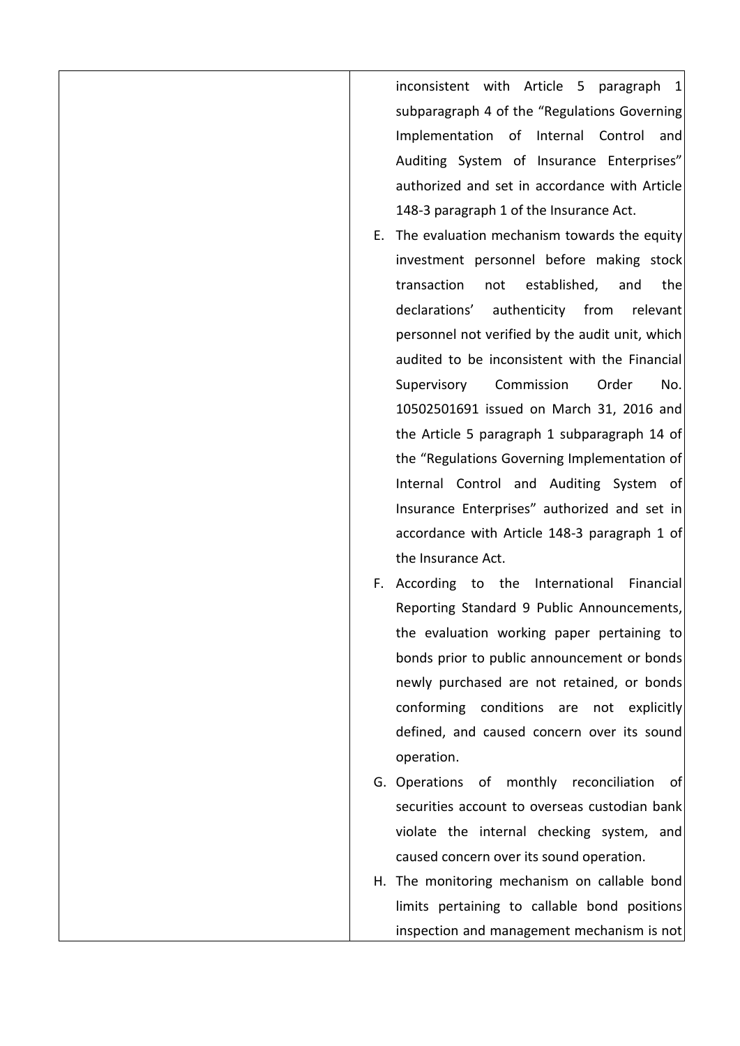| | |
|---|---|
| | inconsistent with Article 5 paragraph 1 subparagraph 4 of the "Regulations Governing Implementation of Internal Control and Auditing System of Insurance Enterprises" authorized and set in accordance with Article 148-3 paragraph 1 of the Insurance Act.<br>E. The evaluation mechanism towards the equity investment personnel before making stock transaction not established, and the declarations' authenticity from relevant personnel not verified by the audit unit, which audited to be inconsistent with the Financial Supervisory Commission Order No. 10502501691 issued on March 31, 2016 and the Article 5 paragraph 1 subparagraph 14 of the "Regulations Governing Implementation of Internal Control and Auditing System of Insurance Enterprises" authorized and set in accordance with Article 148-3 paragraph 1 of the Insurance Act.<br>F. According to the International Financial Reporting Standard 9 Public Announcements, the evaluation working paper pertaining to bonds prior to public announcement or bonds newly purchased are not retained, or bonds conforming conditions are not explicitly defined, and caused concern over its sound operation.<br>G. Operations of monthly reconciliation of securities account to overseas custodian bank violate the internal checking system, and caused concern over its sound operation.<br>H. The monitoring mechanism on callable bond limits pertaining to callable bond positions inspection and management mechanism is not |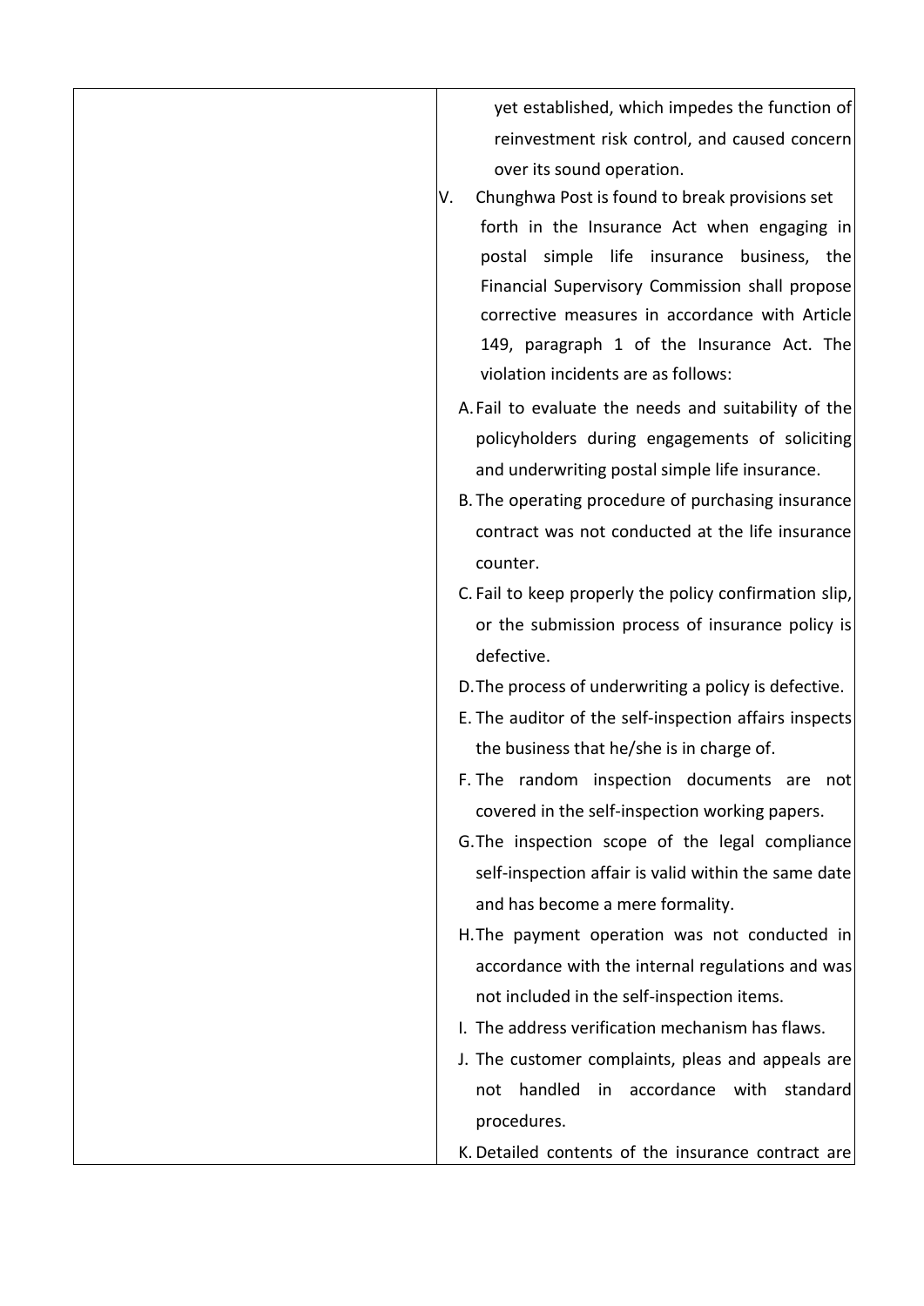| | |
|---|---|
| | yet established, which impedes the function of reinvestment risk control, and caused concern over its sound operation.<br>V. Chunghwa Post is found to break provisions set forth in the Insurance Act when engaging in postal simple life insurance business, the Financial Supervisory Commission shall propose corrective measures in accordance with Article 149, paragraph 1 of the Insurance Act. The violation incidents are as follows:<br>A. Fail to evaluate the needs and suitability of the policyholders during engagements of soliciting and underwriting postal simple life insurance.<br>B. The operating procedure of purchasing insurance contract was not conducted at the life insurance counter.<br>C. Fail to keep properly the policy confirmation slip, or the submission process of insurance policy is defective.<br>D. The process of underwriting a policy is defective.<br>E. The auditor of the self-inspection affairs inspects the business that he/she is in charge of.<br>F. The random inspection documents are not covered in the self-inspection working papers.<br>G. The inspection scope of the legal compliance self-inspection affair is valid within the same date and has become a mere formality.<br>H. The payment operation was not conducted in accordance with the internal regulations and was not included in the self-inspection items.<br>I. The address verification mechanism has flaws.<br>J. The customer complaints, pleas and appeals are not handled in accordance with standard procedures.<br>K. Detailed contents of the insurance contract are |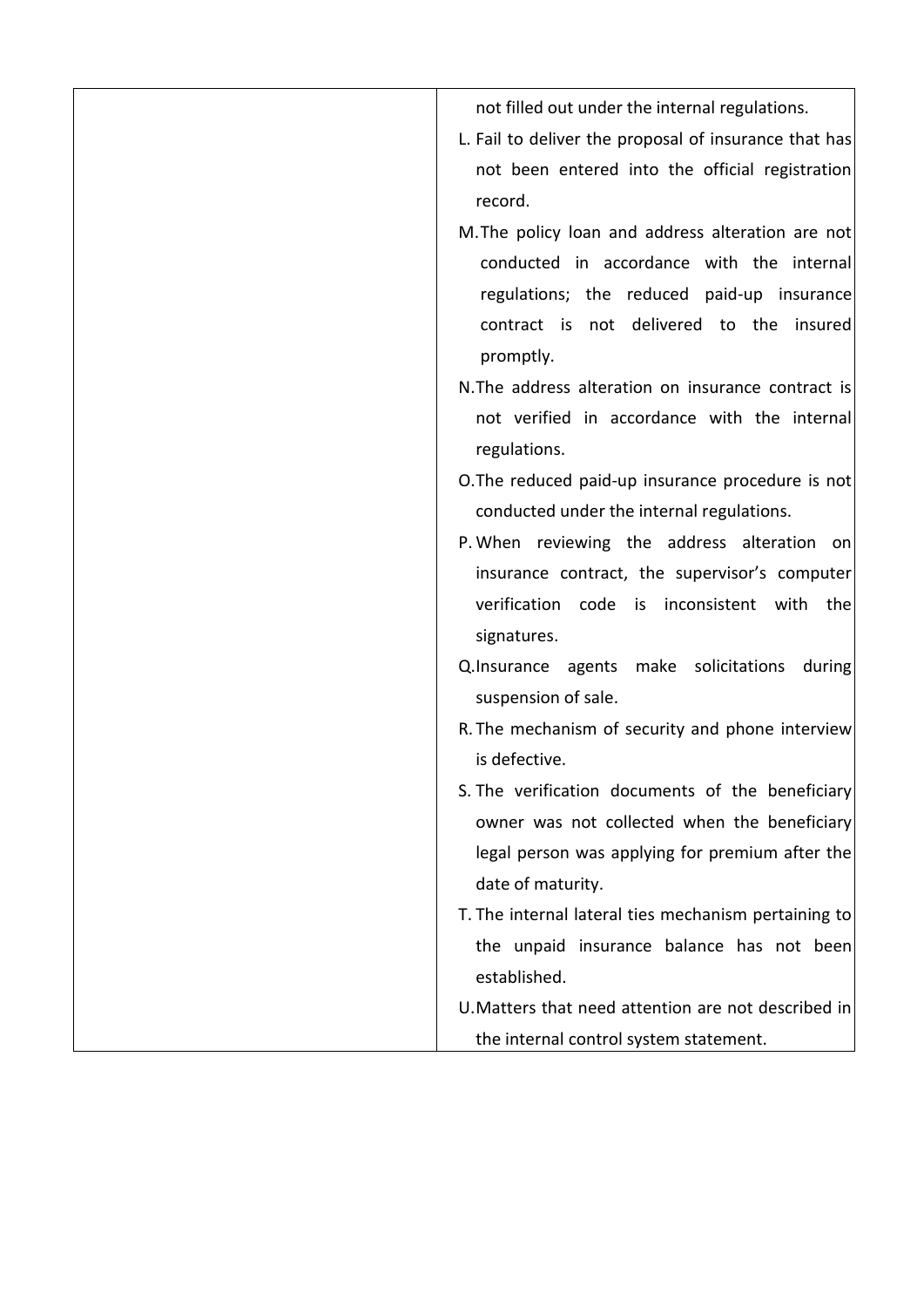| | |
|---|---|
| | not filled out under the internal regulations.<br>L. Fail to deliver the proposal of insurance that has not been entered into the official registration record.<br>M. The policy loan and address alteration are not conducted in accordance with the internal regulations; the reduced paid-up insurance contract is not delivered to the insured promptly.<br>N. The address alteration on insurance contract is not verified in accordance with the internal regulations.<br>O. The reduced paid-up insurance procedure is not conducted under the internal regulations.<br>P. When reviewing the address alteration on insurance contract, the supervisor's computer verification code is inconsistent with the signatures.<br>Q. Insurance agents make solicitations during suspension of sale.<br>R. The mechanism of security and phone interview is defective.<br>S. The verification documents of the beneficiary owner was not collected when the beneficiary legal person was applying for premium after the date of maturity.<br>T. The internal lateral ties mechanism pertaining to the unpaid insurance balance has not been established.<br>U. Matters that need attention are not described in the internal control system statement. |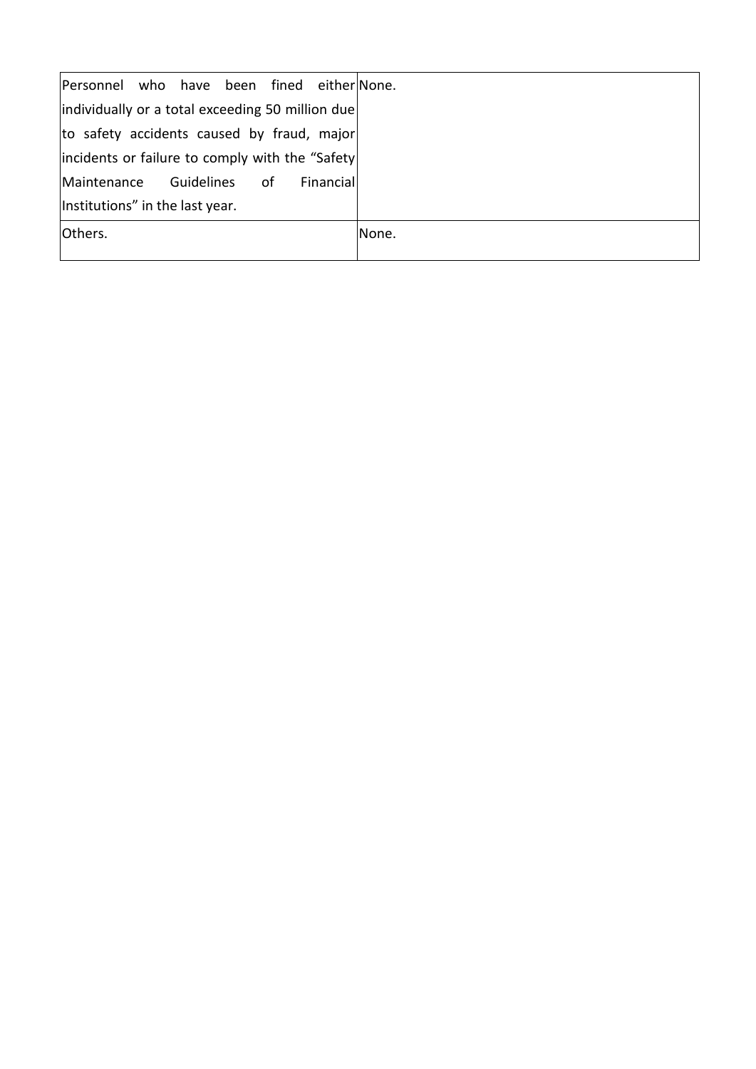| | |
|---|---|
| Personnel who have been fined either individually or a total exceeding 50 million due to safety accidents caused by fraud, major incidents or failure to comply with the "Safety Maintenance Guidelines of Financial Institutions" in the last year. | None. |
| Others. | None. |